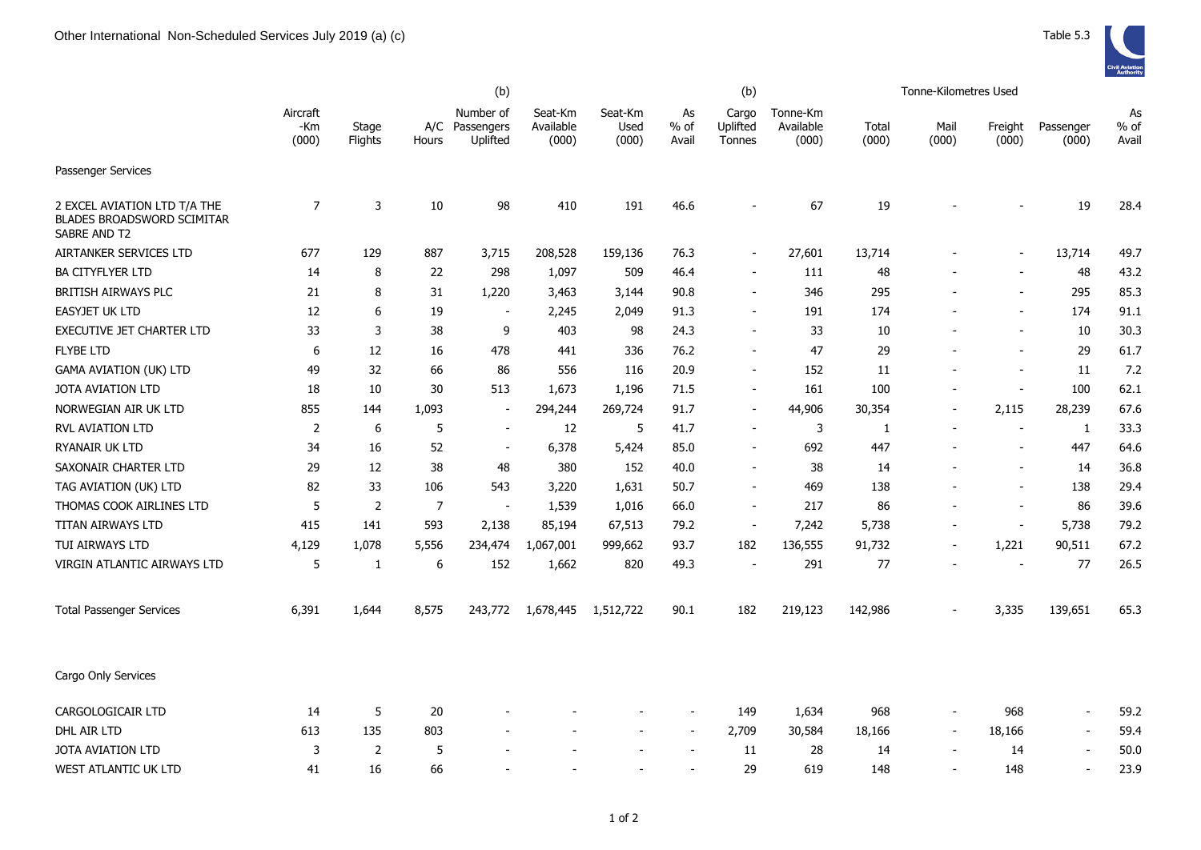# Other International Non-Scheduled Services July 2019 (a) (c)

Table 5.3

| | Aircraft -Km (000) | Stage Flights | A/C Hours | (b) Number of Passengers Uplifted | Seat-Km Available (000) | Seat-Km Used (000) | As % of Avail | (b) Cargo Uplifted Tonnes | Tonne-Km Available (000) | Tonne-Kilometres Used Total (000) | Mail (000) | Freight (000) | Passenger (000) | As % of Avail |
|---|---|---|---|---|---|---|---|---|---|---|---|---|---|---|
| **Passenger Services** | | | | | | | | | | | | | | |
| 2 EXCEL AVIATION LTD T/A THE BLADES BROADSWORD SCIMITAR SABRE AND T2 | 7 | 3 | 10 | 98 | 410 | 191 | 46.6 | - | 67 | 19 | - | - | 19 | 28.4 |
| AIRTANKER SERVICES LTD | 677 | 129 | 887 | 3,715 | 208,528 | 159,136 | 76.3 | - | 27,601 | 13,714 | - | - | 13,714 | 49.7 |
| BA CITYFLYER LTD | 14 | 8 | 22 | 298 | 1,097 | 509 | 46.4 | - | 111 | 48 | - | - | 48 | 43.2 |
| BRITISH AIRWAYS PLC | 21 | 8 | 31 | 1,220 | 3,463 | 3,144 | 90.8 | - | 346 | 295 | - | - | 295 | 85.3 |
| EASYJET UK LTD | 12 | 6 | 19 | - | 2,245 | 2,049 | 91.3 | - | 191 | 174 | - | - | 174 | 91.1 |
| EXECUTIVE JET CHARTER LTD | 33 | 3 | 38 | 9 | 403 | 98 | 24.3 | - | 33 | 10 | - | - | 10 | 30.3 |
| FLYBE LTD | 6 | 12 | 16 | 478 | 441 | 336 | 76.2 | - | 47 | 29 | - | - | 29 | 61.7 |
| GAMA AVIATION (UK) LTD | 49 | 32 | 66 | 86 | 556 | 116 | 20.9 | - | 152 | 11 | - | - | 11 | 7.2 |
| JOTA AVIATION LTD | 18 | 10 | 30 | 513 | 1,673 | 1,196 | 71.5 | - | 161 | 100 | - | - | 100 | 62.1 |
| NORWEGIAN AIR UK LTD | 855 | 144 | 1,093 | - | 294,244 | 269,724 | 91.7 | - | 44,906 | 30,354 | - | 2,115 | 28,239 | 67.6 |
| RVL AVIATION LTD | 2 | 6 | 5 | - | 12 | 5 | 41.7 | - | 3 | 1 | - | - | 1 | 33.3 |
| RYANAIR UK LTD | 34 | 16 | 52 | - | 6,378 | 5,424 | 85.0 | - | 692 | 447 | - | - | 447 | 64.6 |
| SAXONAIR CHARTER LTD | 29 | 12 | 38 | 48 | 380 | 152 | 40.0 | - | 38 | 14 | - | - | 14 | 36.8 |
| TAG AVIATION (UK) LTD | 82 | 33 | 106 | 543 | 3,220 | 1,631 | 50.7 | - | 469 | 138 | - | - | 138 | 29.4 |
| THOMAS COOK AIRLINES LTD | 5 | 2 | 7 | - | 1,539 | 1,016 | 66.0 | - | 217 | 86 | - | - | 86 | 39.6 |
| TITAN AIRWAYS LTD | 415 | 141 | 593 | 2,138 | 85,194 | 67,513 | 79.2 | - | 7,242 | 5,738 | - | - | 5,738 | 79.2 |
| TUI AIRWAYS LTD | 4,129 | 1,078 | 5,556 | 234,474 | 1,067,001 | 999,662 | 93.7 | 182 | 136,555 | 91,732 | - | 1,221 | 90,511 | 67.2 |
| VIRGIN ATLANTIC AIRWAYS LTD | 5 | 1 | 6 | 152 | 1,662 | 820 | 49.3 | - | 291 | 77 | - | - | 77 | 26.5 |
| Total Passenger Services | 6,391 | 1,644 | 8,575 | 243,772 | 1,678,445 | 1,512,722 | 90.1 | 182 | 219,123 | 142,986 | - | 3,335 | 139,651 | 65.3 |
| **Cargo Only Services** | | | | | | | | | | | | | | |
| CARGOLOGICAIR LTD | 14 | 5 | 20 | - | - | - | - | 149 | 1,634 | 968 | - | 968 | - | 59.2 |
| DHL AIR LTD | 613 | 135 | 803 | - | - | - | - | 2,709 | 30,584 | 18,166 | - | 18,166 | - | 59.4 |
| JOTA AVIATION LTD | 3 | 2 | 5 | - | - | - | - | 11 | 28 | 14 | - | 14 | - | 50.0 |
| WEST ATLANTIC UK LTD | 41 | 16 | 66 | - | - | - | - | 29 | 619 | 148 | - | 148 | - | 23.9 |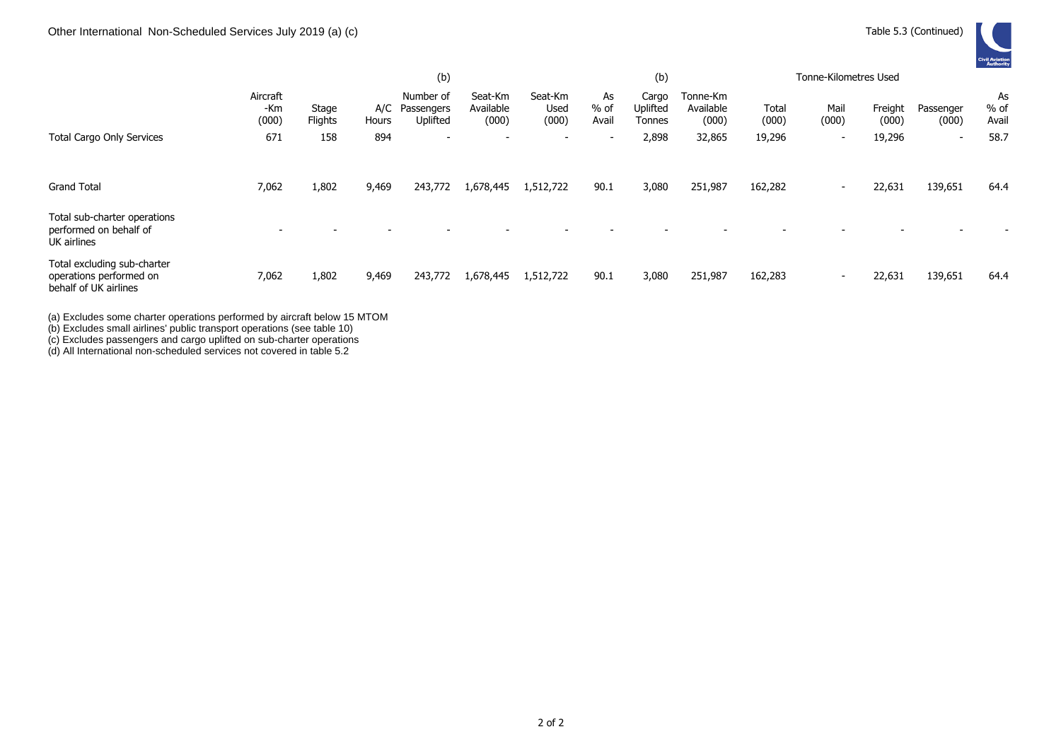Other International Non-Scheduled Services July 2019 (a) (c)

Table 5.3 (Continued)

| | Aircraft -Km (000) | Stage Flights | A/C Hours | (b) Number of Passengers Uplifted | Seat-Km Available (000) | Seat-Km Used (000) | As % of Avail | (b) Cargo Uplifted Tonnes | Tonne-Km Available (000) | Tonne-Kilometres Used Total (000) | Mail (000) | Freight (000) | Passenger (000) | As % of Avail |
|---|---|---|---|---|---|---|---|---|---|---|---|---|---|---|
| Total Cargo Only Services | 671 | 158 | 894 | - | - | - | - | 2,898 | 32,865 | 19,296 | - | 19,296 | - | 58.7 |
| Grand Total | 7,062 | 1,802 | 9,469 | 243,772 | 1,678,445 | 1,512,722 | 90.1 | 3,080 | 251,987 | 162,282 | - | 22,631 | 139,651 | 64.4 |
| Total sub-charter operations performed on behalf of UK airlines | - | - | - | - | - | - | - | - | - | - | - | - | - | - |
| Total excluding sub-charter operations performed on behalf of UK airlines | 7,062 | 1,802 | 9,469 | 243,772 | 1,678,445 | 1,512,722 | 90.1 | 3,080 | 251,987 | 162,283 | - | 22,631 | 139,651 | 64.4 |

(a) Excludes some charter operations performed by aircraft below 15 MTOM
(b) Excludes small airlines' public transport operations (see table 10)
(c) Excludes passengers and cargo uplifted on sub-charter operations
(d) All International non-scheduled services not covered in table 5.2